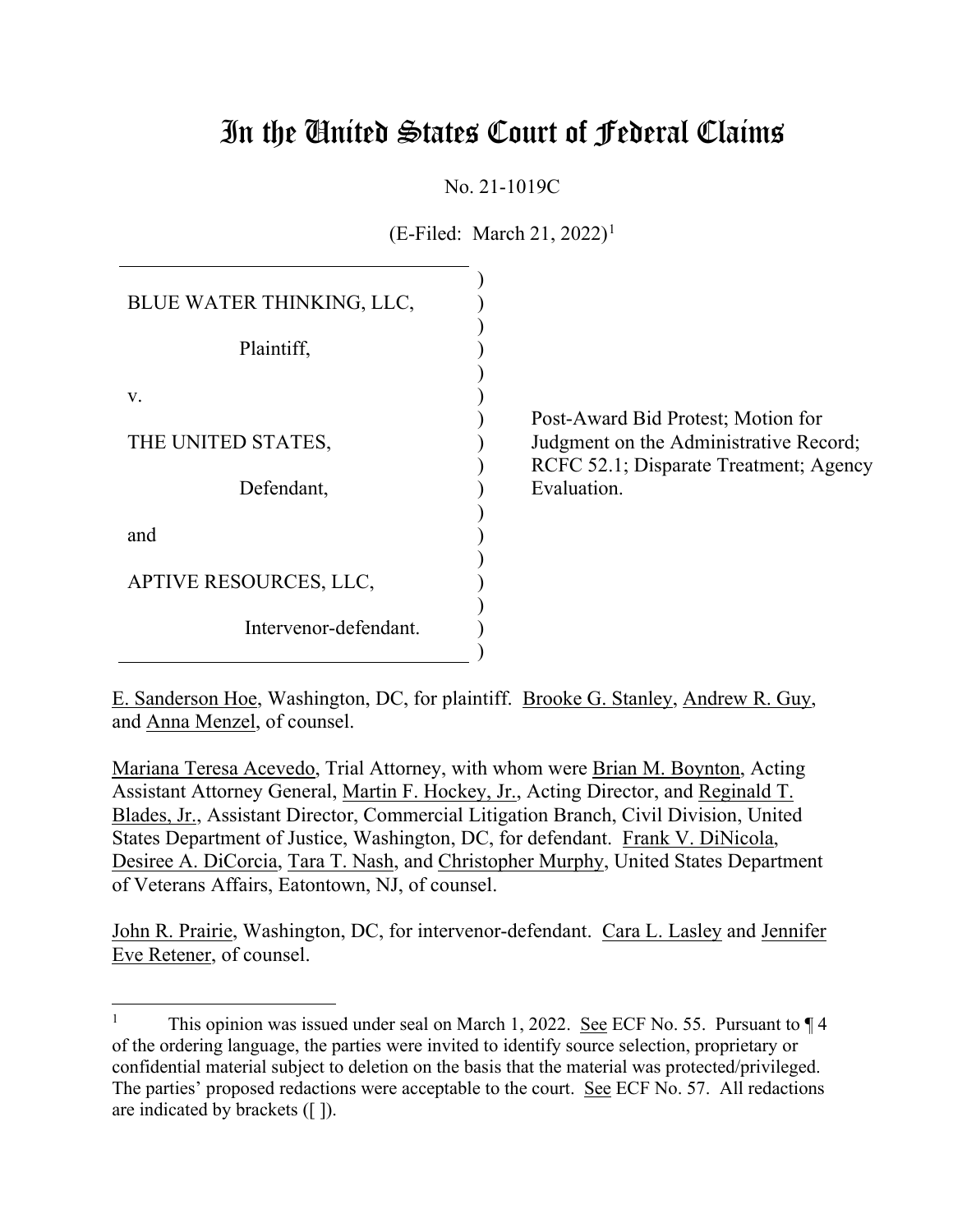# In the United States Court of Federal Claims

No. 21-1019C

(E-Filed: March 21, 2022)[1]

| | |
|---|---|
| BLUE WATER THINKING, LLC,<br><br>Plaintiff,<br><br>v.<br><br>THE UNITED STATES,<br><br>Defendant,<br><br>and<br><br>APTIVE RESOURCES, LLC,<br><br>Intervenor-defendant. | Post-Award Bid Protest; Motion for Judgment on the Administrative Record; RCFC 52.1; Disparate Treatment; Agency Evaluation. |

E. Sanderson Hoe, Washington, DC, for plaintiff. Brooke G. Stanley, Andrew R. Guy, and Anna Menzel, of counsel.

Mariana Teresa Acevedo, Trial Attorney, with whom were Brian M. Boynton, Acting Assistant Attorney General, Martin F. Hockey, Jr., Acting Director, and Reginald T. Blades, Jr., Assistant Director, Commercial Litigation Branch, Civil Division, United States Department of Justice, Washington, DC, for defendant. Frank V. DiNicola, Desiree A. DiCorcia, Tara T. Nash, and Christopher Murphy, United States Department of Veterans Affairs, Eatontown, NJ, of counsel.

John R. Prairie, Washington, DC, for intervenor-defendant. Cara L. Lasley and Jennifer Eve Retener, of counsel.

---

[1] This opinion was issued under seal on March 1, 2022. See ECF No. 55. Pursuant to ¶ 4 of the ordering language, the parties were invited to identify source selection, proprietary or confidential material subject to deletion on the basis that the material was protected/privileged. The parties' proposed redactions were acceptable to the court. See ECF No. 57. All redactions are indicated by brackets ([ ]).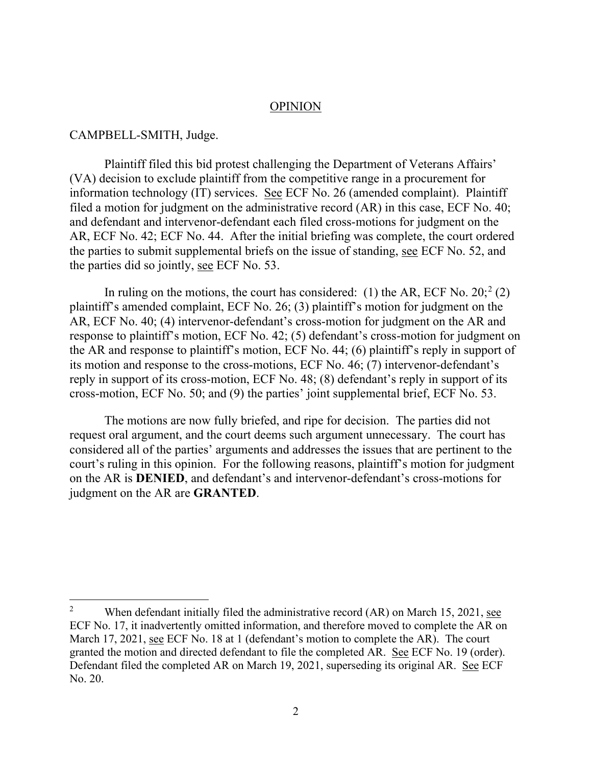## OPINION

CAMPBELL-SMITH, Judge.

Plaintiff filed this bid protest challenging the Department of Veterans Affairs' (VA) decision to exclude plaintiff from the competitive range in a procurement for information technology (IT) services. See ECF No. 26 (amended complaint). Plaintiff filed a motion for judgment on the administrative record (AR) in this case, ECF No. 40; and defendant and intervenor-defendant each filed cross-motions for judgment on the AR, ECF No. 42; ECF No. 44. After the initial briefing was complete, the court ordered the parties to submit supplemental briefs on the issue of standing, see ECF No. 52, and the parties did so jointly, see ECF No. 53.

In ruling on the motions, the court has considered: (1) the AR, ECF No. 20;[2] (2) plaintiff's amended complaint, ECF No. 26; (3) plaintiff's motion for judgment on the AR, ECF No. 40; (4) intervenor-defendant's cross-motion for judgment on the AR and response to plaintiff's motion, ECF No. 42; (5) defendant's cross-motion for judgment on the AR and response to plaintiff's motion, ECF No. 44; (6) plaintiff's reply in support of its motion and response to the cross-motions, ECF No. 46; (7) intervenor-defendant's reply in support of its cross-motion, ECF No. 48; (8) defendant's reply in support of its cross-motion, ECF No. 50; and (9) the parties' joint supplemental brief, ECF No. 53.

The motions are now fully briefed, and ripe for decision. The parties did not request oral argument, and the court deems such argument unnecessary. The court has considered all of the parties' arguments and addresses the issues that are pertinent to the court's ruling in this opinion. For the following reasons, plaintiff's motion for judgment on the AR is **DENIED**, and defendant's and intervenor-defendant's cross-motions for judgment on the AR are **GRANTED**.

---

[2] When defendant initially filed the administrative record (AR) on March 15, 2021, see ECF No. 17, it inadvertently omitted information, and therefore moved to complete the AR on March 17, 2021, see ECF No. 18 at 1 (defendant's motion to complete the AR). The court granted the motion and directed defendant to file the completed AR. See ECF No. 19 (order). Defendant filed the completed AR on March 19, 2021, superseding its original AR. See ECF No. 20.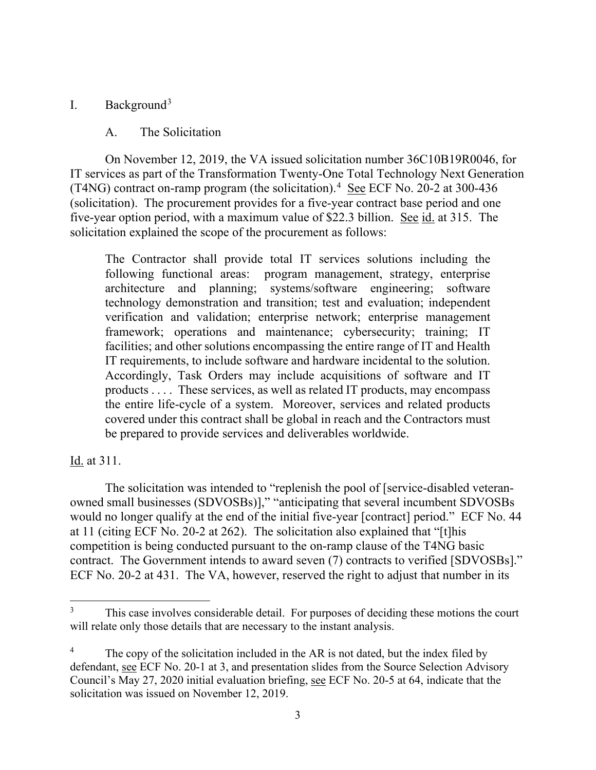## I. Background[3]

### A. The Solicitation

On November 12, 2019, the VA issued solicitation number 36C10B19R0046, for IT services as part of the Transformation Twenty-One Total Technology Next Generation (T4NG) contract on-ramp program (the solicitation).[4] See ECF No. 20-2 at 300-436 (solicitation). The procurement provides for a five-year contract base period and one five-year option period, with a maximum value of $22.3 billion. See id. at 315. The solicitation explained the scope of the procurement as follows:

> The Contractor shall provide total IT services solutions including the following functional areas: program management, strategy, enterprise architecture and planning; systems/software engineering; software technology demonstration and transition; test and evaluation; independent verification and validation; enterprise network; enterprise management framework; operations and maintenance; cybersecurity; training; IT facilities; and other solutions encompassing the entire range of IT and Health IT requirements, to include software and hardware incidental to the solution. Accordingly, Task Orders may include acquisitions of software and IT products . . . . These services, as well as related IT products, may encompass the entire life-cycle of a system. Moreover, services and related products covered under this contract shall be global in reach and the Contractors must be prepared to provide services and deliverables worldwide.

Id. at 311.

The solicitation was intended to "replenish the pool of [service-disabled veteran-owned small businesses (SDVOSBs)]," "anticipating that several incumbent SDVOSBs would no longer qualify at the end of the initial five-year [contract] period." ECF No. 44 at 11 (citing ECF No. 20-2 at 262). The solicitation also explained that "[t]his competition is being conducted pursuant to the on-ramp clause of the T4NG basic contract. The Government intends to award seven (7) contracts to verified [SDVOSBs]." ECF No. 20-2 at 431. The VA, however, reserved the right to adjust that number in its

---

[3] This case involves considerable detail. For purposes of deciding these motions the court will relate only those details that are necessary to the instant analysis.

[4] The copy of the solicitation included in the AR is not dated, but the index filed by defendant, see ECF No. 20-1 at 3, and presentation slides from the Source Selection Advisory Council's May 27, 2020 initial evaluation briefing, see ECF No. 20-5 at 64, indicate that the solicitation was issued on November 12, 2019.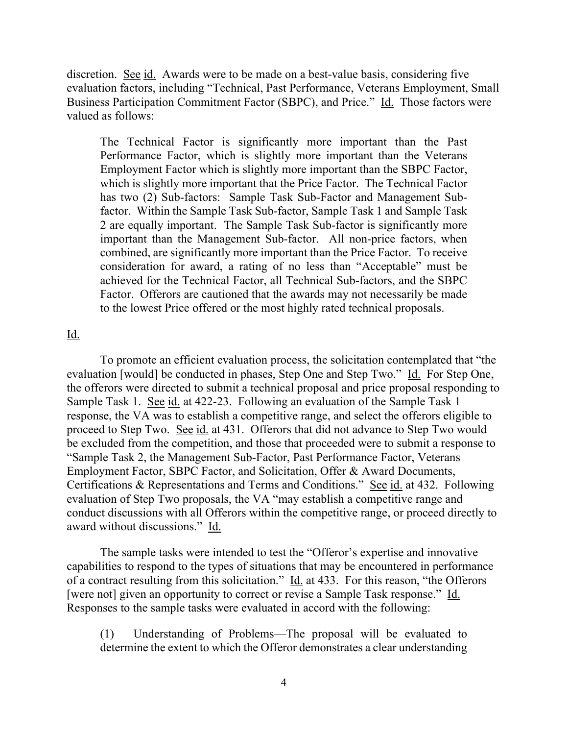discretion. See id. Awards were to be made on a best-value basis, considering five evaluation factors, including "Technical, Past Performance, Veterans Employment, Small Business Participation Commitment Factor (SBPC), and Price." Id. Those factors were valued as follows:

> The Technical Factor is significantly more important than the Past Performance Factor, which is slightly more important than the Veterans Employment Factor which is slightly more important than the SBPC Factor, which is slightly more important that the Price Factor. The Technical Factor has two (2) Sub-factors: Sample Task Sub-Factor and Management Sub-factor. Within the Sample Task Sub-factor, Sample Task 1 and Sample Task 2 are equally important. The Sample Task Sub-factor is significantly more important than the Management Sub-factor. All non-price factors, when combined, are significantly more important than the Price Factor. To receive consideration for award, a rating of no less than "Acceptable" must be achieved for the Technical Factor, all Technical Sub-factors, and the SBPC Factor. Offerors are cautioned that the awards may not necessarily be made to the lowest Price offered or the most highly rated technical proposals.

Id.

To promote an efficient evaluation process, the solicitation contemplated that "the evaluation [would] be conducted in phases, Step One and Step Two." Id. For Step One, the offerors were directed to submit a technical proposal and price proposal responding to Sample Task 1. See id. at 422-23. Following an evaluation of the Sample Task 1 response, the VA was to establish a competitive range, and select the offerors eligible to proceed to Step Two. See id. at 431. Offerors that did not advance to Step Two would be excluded from the competition, and those that proceeded were to submit a response to "Sample Task 2, the Management Sub-Factor, Past Performance Factor, Veterans Employment Factor, SBPC Factor, and Solicitation, Offer & Award Documents, Certifications & Representations and Terms and Conditions." See id. at 432. Following evaluation of Step Two proposals, the VA "may establish a competitive range and conduct discussions with all Offerors within the competitive range, or proceed directly to award without discussions." Id.

The sample tasks were intended to test the "Offeror's expertise and innovative capabilities to respond to the types of situations that may be encountered in performance of a contract resulting from this solicitation." Id. at 433. For this reason, "the Offerors [were not] given an opportunity to correct or revise a Sample Task response." Id. Responses to the sample tasks were evaluated in accord with the following:

> (1) Understanding of Problems—The proposal will be evaluated to determine the extent to which the Offeror demonstrates a clear understanding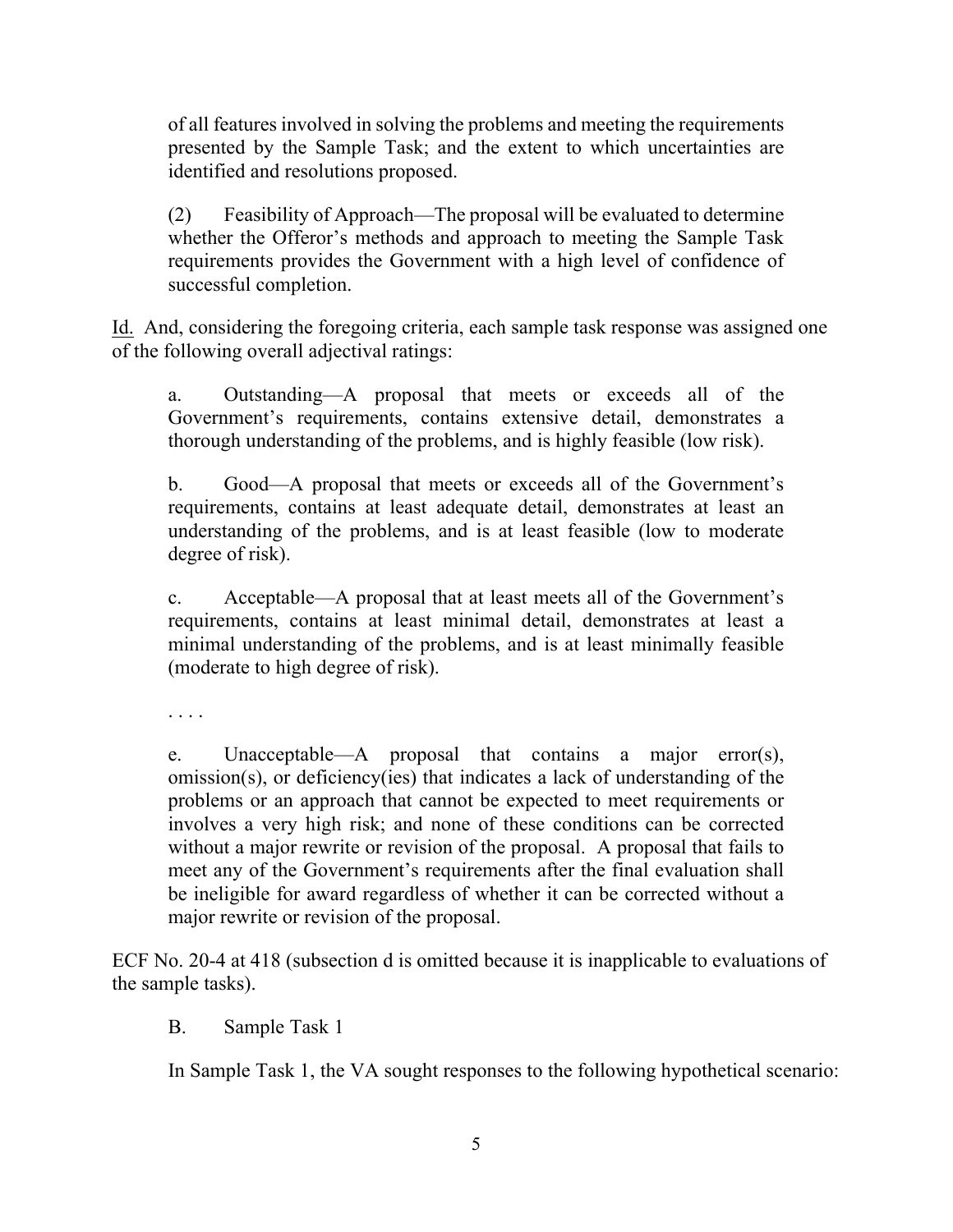of all features involved in solving the problems and meeting the requirements presented by the Sample Task; and the extent to which uncertainties are identified and resolutions proposed.

> (2) Feasibility of Approach—The proposal will be evaluated to determine whether the Offeror's methods and approach to meeting the Sample Task requirements provides the Government with a high level of confidence of successful completion.

Id. And, considering the foregoing criteria, each sample task response was assigned one of the following overall adjectival ratings:

> a. Outstanding—A proposal that meets or exceeds all of the Government's requirements, contains extensive detail, demonstrates a thorough understanding of the problems, and is highly feasible (low risk).
>
> b. Good—A proposal that meets or exceeds all of the Government's requirements, contains at least adequate detail, demonstrates at least an understanding of the problems, and is at least feasible (low to moderate degree of risk).
>
> c. Acceptable—A proposal that at least meets all of the Government's requirements, contains at least minimal detail, demonstrates at least a minimal understanding of the problems, and is at least minimally feasible (moderate to high degree of risk).
>
> . . . .
>
> e. Unacceptable—A proposal that contains a major error(s), omission(s), or deficiency(ies) that indicates a lack of understanding of the problems or an approach that cannot be expected to meet requirements or involves a very high risk; and none of these conditions can be corrected without a major rewrite or revision of the proposal. A proposal that fails to meet any of the Government's requirements after the final evaluation shall be ineligible for award regardless of whether it can be corrected without a major rewrite or revision of the proposal.

ECF No. 20-4 at 418 (subsection d is omitted because it is inapplicable to evaluations of the sample tasks).

### B. Sample Task 1

In Sample Task 1, the VA sought responses to the following hypothetical scenario: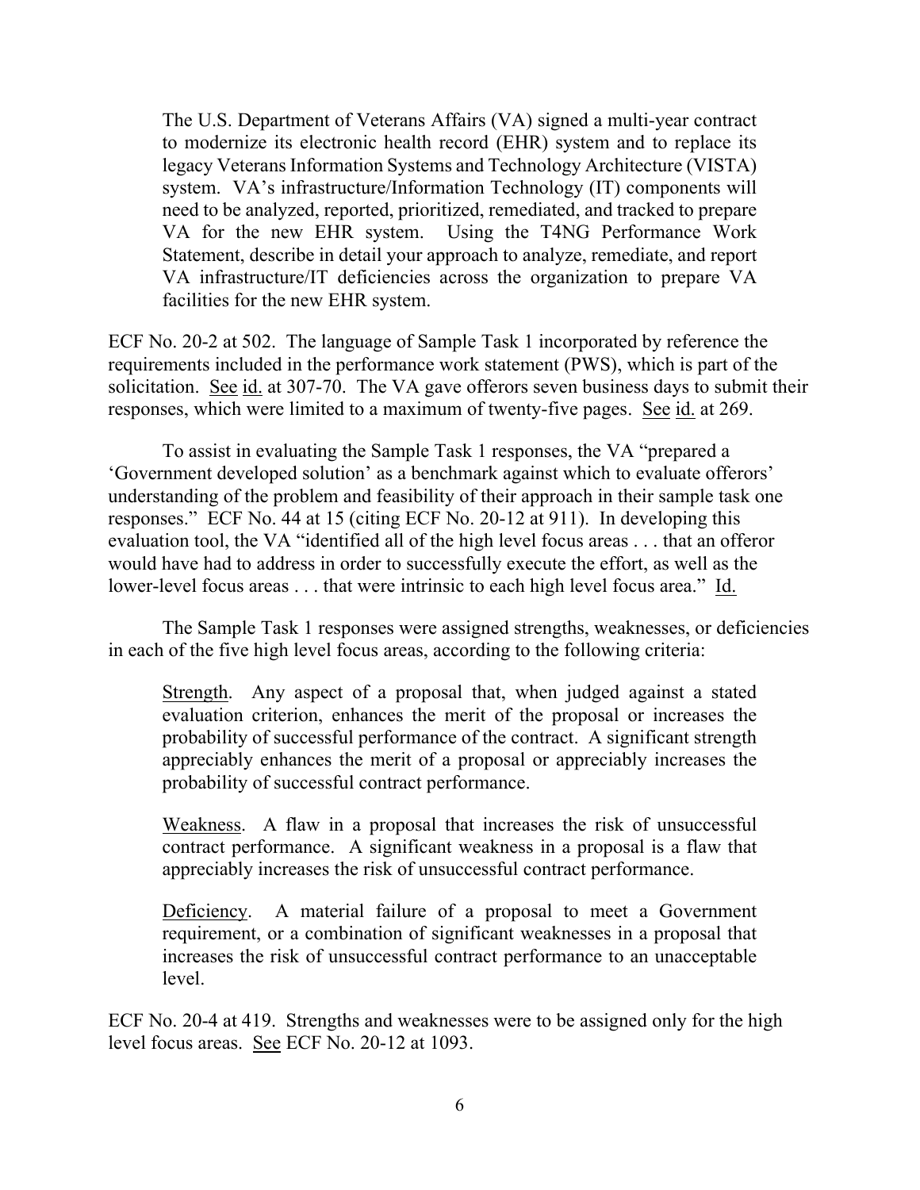> The U.S. Department of Veterans Affairs (VA) signed a multi-year contract to modernize its electronic health record (EHR) system and to replace its legacy Veterans Information Systems and Technology Architecture (VISTA) system. VA's infrastructure/Information Technology (IT) components will need to be analyzed, reported, prioritized, remediated, and tracked to prepare VA for the new EHR system. Using the T4NG Performance Work Statement, describe in detail your approach to analyze, remediate, and report VA infrastructure/IT deficiencies across the organization to prepare VA facilities for the new EHR system.

ECF No. 20-2 at 502. The language of Sample Task 1 incorporated by reference the requirements included in the performance work statement (PWS), which is part of the solicitation. See id. at 307-70. The VA gave offerors seven business days to submit their responses, which were limited to a maximum of twenty-five pages. See id. at 269.

To assist in evaluating the Sample Task 1 responses, the VA "prepared a 'Government developed solution' as a benchmark against which to evaluate offerors' understanding of the problem and feasibility of their approach in their sample task one responses." ECF No. 44 at 15 (citing ECF No. 20-12 at 911). In developing this evaluation tool, the VA "identified all of the high level focus areas . . . that an offeror would have had to address in order to successfully execute the effort, as well as the lower-level focus areas . . . that were intrinsic to each high level focus area." Id.

The Sample Task 1 responses were assigned strengths, weaknesses, or deficiencies in each of the five high level focus areas, according to the following criteria:

> Strength. Any aspect of a proposal that, when judged against a stated evaluation criterion, enhances the merit of the proposal or increases the probability of successful performance of the contract. A significant strength appreciably enhances the merit of a proposal or appreciably increases the probability of successful contract performance.
>
> Weakness. A flaw in a proposal that increases the risk of unsuccessful contract performance. A significant weakness in a proposal is a flaw that appreciably increases the risk of unsuccessful contract performance.
>
> Deficiency. A material failure of a proposal to meet a Government requirement, or a combination of significant weaknesses in a proposal that increases the risk of unsuccessful contract performance to an unacceptable level.

ECF No. 20-4 at 419. Strengths and weaknesses were to be assigned only for the high level focus areas. See ECF No. 20-12 at 1093.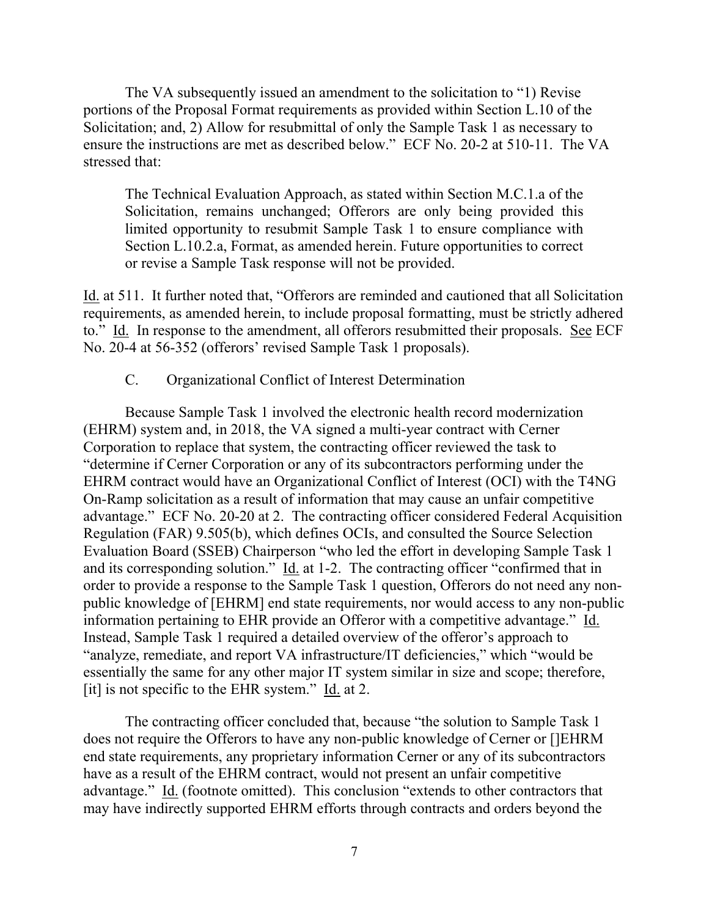The VA subsequently issued an amendment to the solicitation to "1) Revise portions of the Proposal Format requirements as provided within Section L.10 of the Solicitation; and, 2) Allow for resubmittal of only the Sample Task 1 as necessary to ensure the instructions are met as described below." ECF No. 20-2 at 510-11. The VA stressed that:

> The Technical Evaluation Approach, as stated within Section M.C.1.a of the Solicitation, remains unchanged; Offerors are only being provided this limited opportunity to resubmit Sample Task 1 to ensure compliance with Section L.10.2.a, Format, as amended herein. Future opportunities to correct or revise a Sample Task response will not be provided.

Id. at 511. It further noted that, "Offerors are reminded and cautioned that all Solicitation requirements, as amended herein, to include proposal formatting, must be strictly adhered to." Id. In response to the amendment, all offerors resubmitted their proposals. See ECF No. 20-4 at 56-352 (offerors' revised Sample Task 1 proposals).

### C. Organizational Conflict of Interest Determination

Because Sample Task 1 involved the electronic health record modernization (EHRM) system and, in 2018, the VA signed a multi-year contract with Cerner Corporation to replace that system, the contracting officer reviewed the task to "determine if Cerner Corporation or any of its subcontractors performing under the EHRM contract would have an Organizational Conflict of Interest (OCI) with the T4NG On-Ramp solicitation as a result of information that may cause an unfair competitive advantage." ECF No. 20-20 at 2. The contracting officer considered Federal Acquisition Regulation (FAR) 9.505(b), which defines OCIs, and consulted the Source Selection Evaluation Board (SSEB) Chairperson "who led the effort in developing Sample Task 1 and its corresponding solution." Id. at 1-2. The contracting officer "confirmed that in order to provide a response to the Sample Task 1 question, Offerors do not need any non-public knowledge of [EHRM] end state requirements, nor would access to any non-public information pertaining to EHR provide an Offeror with a competitive advantage." Id. Instead, Sample Task 1 required a detailed overview of the offeror's approach to "analyze, remediate, and report VA infrastructure/IT deficiencies," which "would be essentially the same for any other major IT system similar in size and scope; therefore, [it] is not specific to the EHR system." Id. at 2.

The contracting officer concluded that, because "the solution to Sample Task 1 does not require the Offerors to have any non-public knowledge of Cerner or []EHRM end state requirements, any proprietary information Cerner or any of its subcontractors have as a result of the EHRM contract, would not present an unfair competitive advantage." Id. (footnote omitted). This conclusion "extends to other contractors that may have indirectly supported EHRM efforts through contracts and orders beyond the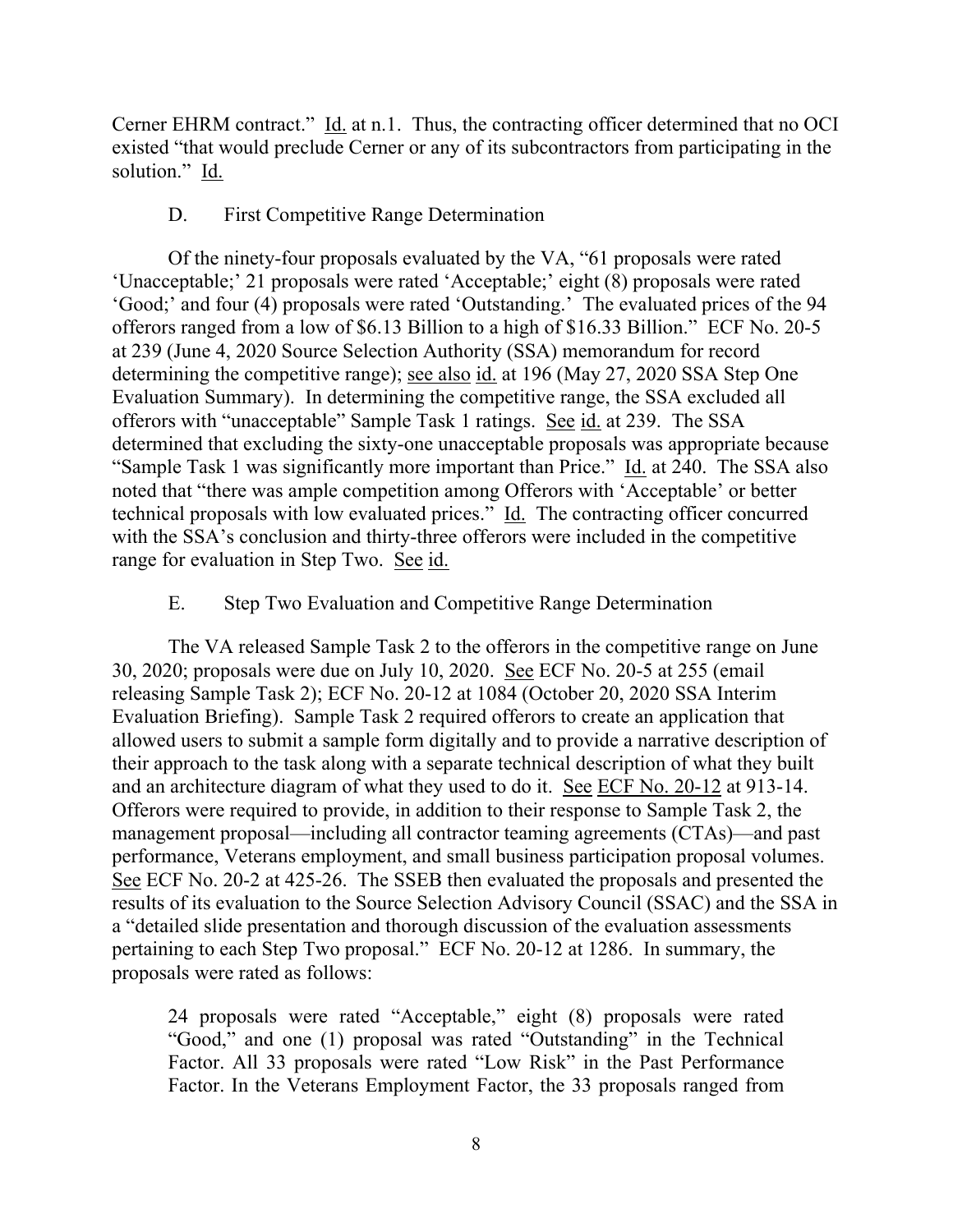Cerner EHRM contract." Id. at n.1. Thus, the contracting officer determined that no OCI existed "that would preclude Cerner or any of its subcontractors from participating in the solution." Id.

### D. First Competitive Range Determination

Of the ninety-four proposals evaluated by the VA, "61 proposals were rated 'Unacceptable;' 21 proposals were rated 'Acceptable;' eight (8) proposals were rated 'Good;' and four (4) proposals were rated 'Outstanding.' The evaluated prices of the 94 offerors ranged from a low of $6.13 Billion to a high of $16.33 Billion." ECF No. 20-5 at 239 (June 4, 2020 Source Selection Authority (SSA) memorandum for record determining the competitive range); see also id. at 196 (May 27, 2020 SSA Step One Evaluation Summary). In determining the competitive range, the SSA excluded all offerors with "unacceptable" Sample Task 1 ratings. See id. at 239. The SSA determined that excluding the sixty-one unacceptable proposals was appropriate because "Sample Task 1 was significantly more important than Price." Id. at 240. The SSA also noted that "there was ample competition among Offerors with 'Acceptable' or better technical proposals with low evaluated prices." Id. The contracting officer concurred with the SSA's conclusion and thirty-three offerors were included in the competitive range for evaluation in Step Two. See id.

### E. Step Two Evaluation and Competitive Range Determination

The VA released Sample Task 2 to the offerors in the competitive range on June 30, 2020; proposals were due on July 10, 2020. See ECF No. 20-5 at 255 (email releasing Sample Task 2); ECF No. 20-12 at 1084 (October 20, 2020 SSA Interim Evaluation Briefing). Sample Task 2 required offerors to create an application that allowed users to submit a sample form digitally and to provide a narrative description of their approach to the task along with a separate technical description of what they built and an architecture diagram of what they used to do it. See ECF No. 20-12 at 913-14. Offerors were required to provide, in addition to their response to Sample Task 2, the management proposal—including all contractor teaming agreements (CTAs)—and past performance, Veterans employment, and small business participation proposal volumes. See ECF No. 20-2 at 425-26. The SSEB then evaluated the proposals and presented the results of its evaluation to the Source Selection Advisory Council (SSAC) and the SSA in a "detailed slide presentation and thorough discussion of the evaluation assessments pertaining to each Step Two proposal." ECF No. 20-12 at 1286. In summary, the proposals were rated as follows:

> 24 proposals were rated "Acceptable," eight (8) proposals were rated "Good," and one (1) proposal was rated "Outstanding" in the Technical Factor. All 33 proposals were rated "Low Risk" in the Past Performance Factor. In the Veterans Employment Factor, the 33 proposals ranged from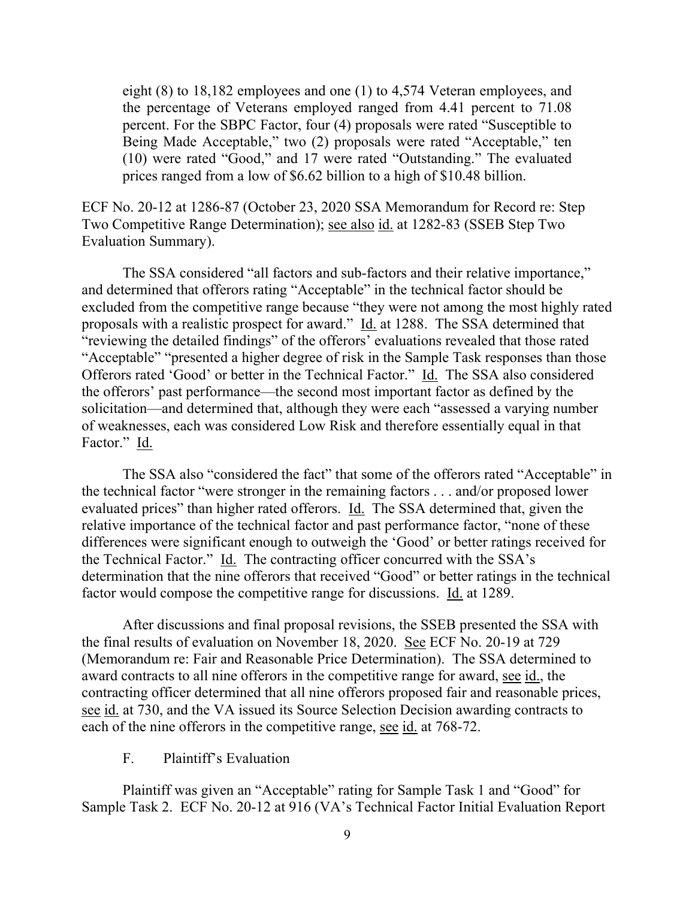eight (8) to 18,182 employees and one (1) to 4,574 Veteran employees, and the percentage of Veterans employed ranged from 4.41 percent to 71.08 percent. For the SBPC Factor, four (4) proposals were rated "Susceptible to Being Made Acceptable," two (2) proposals were rated "Acceptable," ten (10) were rated "Good," and 17 were rated "Outstanding." The evaluated prices ranged from a low of $6.62 billion to a high of $10.48 billion.

ECF No. 20-12 at 1286-87 (October 23, 2020 SSA Memorandum for Record re: Step Two Competitive Range Determination); see also id. at 1282-83 (SSEB Step Two Evaluation Summary).

The SSA considered "all factors and sub-factors and their relative importance," and determined that offerors rating "Acceptable" in the technical factor should be excluded from the competitive range because "they were not among the most highly rated proposals with a realistic prospect for award." Id. at 1288. The SSA determined that "reviewing the detailed findings" of the offerors' evaluations revealed that those rated "Acceptable" "presented a higher degree of risk in the Sample Task responses than those Offerors rated 'Good' or better in the Technical Factor." Id. The SSA also considered the offerors' past performance—the second most important factor as defined by the solicitation—and determined that, although they were each "assessed a varying number of weaknesses, each was considered Low Risk and therefore essentially equal in that Factor." Id.

The SSA also "considered the fact" that some of the offerors rated "Acceptable" in the technical factor "were stronger in the remaining factors . . . and/or proposed lower evaluated prices" than higher rated offerors. Id. The SSA determined that, given the relative importance of the technical factor and past performance factor, "none of these differences were significant enough to outweigh the 'Good' or better ratings received for the Technical Factor." Id. The contracting officer concurred with the SSA's determination that the nine offerors that received "Good" or better ratings in the technical factor would compose the competitive range for discussions. Id. at 1289.

After discussions and final proposal revisions, the SSEB presented the SSA with the final results of evaluation on November 18, 2020. See ECF No. 20-19 at 729 (Memorandum re: Fair and Reasonable Price Determination). The SSA determined to award contracts to all nine offerors in the competitive range for award, see id., the contracting officer determined that all nine offerors proposed fair and reasonable prices, see id. at 730, and the VA issued its Source Selection Decision awarding contracts to each of the nine offerors in the competitive range, see id. at 768-72.

### F. Plaintiff's Evaluation

Plaintiff was given an "Acceptable" rating for Sample Task 1 and "Good" for Sample Task 2. ECF No. 20-12 at 916 (VA's Technical Factor Initial Evaluation Report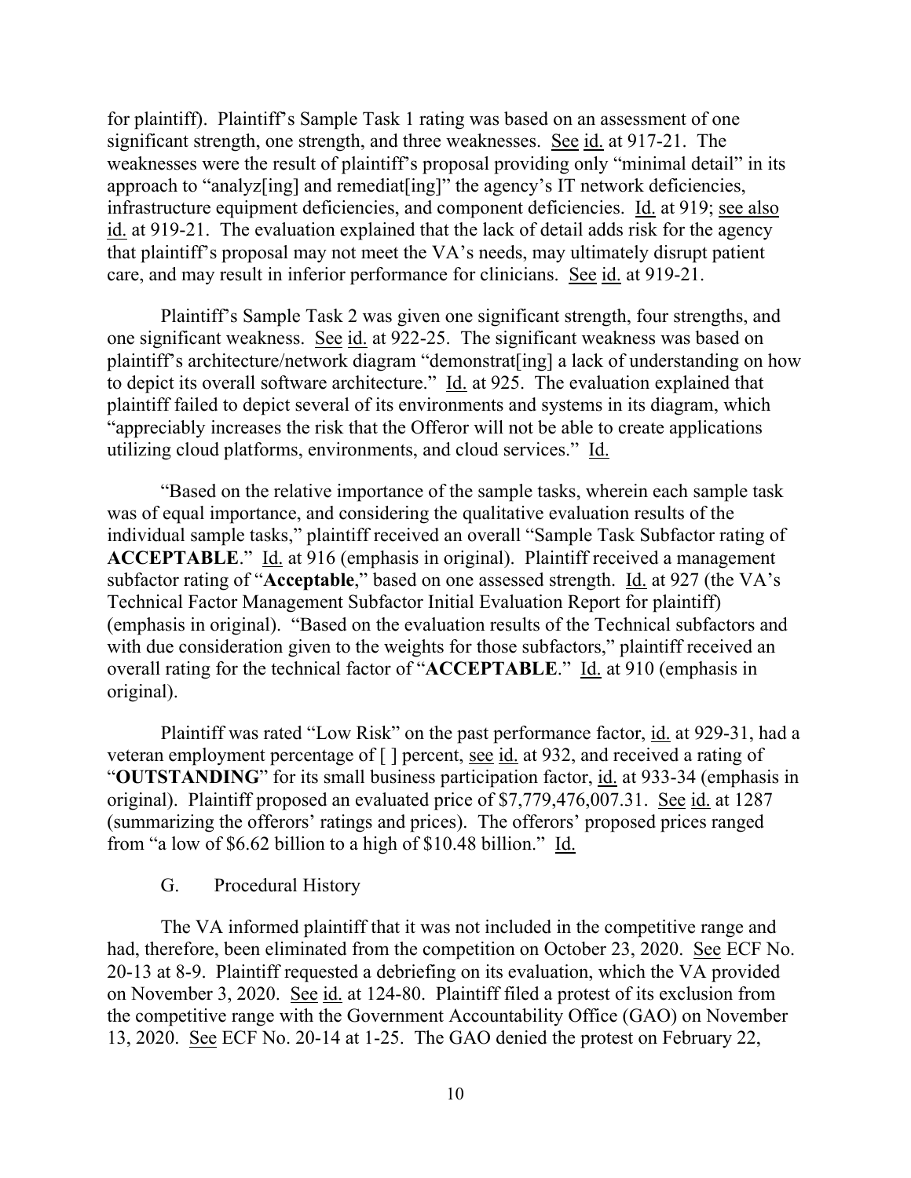for plaintiff). Plaintiff's Sample Task 1 rating was based on an assessment of one significant strength, one strength, and three weaknesses. See id. at 917-21. The weaknesses were the result of plaintiff's proposal providing only "minimal detail" in its approach to "analyz[ing] and remediat[ing]" the agency's IT network deficiencies, infrastructure equipment deficiencies, and component deficiencies. Id. at 919; see also id. at 919-21. The evaluation explained that the lack of detail adds risk for the agency that plaintiff's proposal may not meet the VA's needs, may ultimately disrupt patient care, and may result in inferior performance for clinicians. See id. at 919-21.

Plaintiff's Sample Task 2 was given one significant strength, four strengths, and one significant weakness. See id. at 922-25. The significant weakness was based on plaintiff's architecture/network diagram "demonstrat[ing] a lack of understanding on how to depict its overall software architecture." Id. at 925. The evaluation explained that plaintiff failed to depict several of its environments and systems in its diagram, which "appreciably increases the risk that the Offeror will not be able to create applications utilizing cloud platforms, environments, and cloud services." Id.

"Based on the relative importance of the sample tasks, wherein each sample task was of equal importance, and considering the qualitative evaluation results of the individual sample tasks," plaintiff received an overall "Sample Task Subfactor rating of **ACCEPTABLE**." Id. at 916 (emphasis in original). Plaintiff received a management subfactor rating of "**Acceptable**," based on one assessed strength. Id. at 927 (the VA's Technical Factor Management Subfactor Initial Evaluation Report for plaintiff) (emphasis in original). "Based on the evaluation results of the Technical subfactors and with due consideration given to the weights for those subfactors," plaintiff received an overall rating for the technical factor of "**ACCEPTABLE**." Id. at 910 (emphasis in original).

Plaintiff was rated "Low Risk" on the past performance factor, id. at 929-31, had a veteran employment percentage of [ ] percent, see id. at 932, and received a rating of "**OUTSTANDING**" for its small business participation factor, id. at 933-34 (emphasis in original). Plaintiff proposed an evaluated price of $7,779,476,007.31. See id. at 1287 (summarizing the offerors' ratings and prices). The offerors' proposed prices ranged from "a low of $6.62 billion to a high of $10.48 billion." Id.

G. Procedural History

The VA informed plaintiff that it was not included in the competitive range and had, therefore, been eliminated from the competition on October 23, 2020. See ECF No. 20-13 at 8-9. Plaintiff requested a debriefing on its evaluation, which the VA provided on November 3, 2020. See id. at 124-80. Plaintiff filed a protest of its exclusion from the competitive range with the Government Accountability Office (GAO) on November 13, 2020. See ECF No. 20-14 at 1-25. The GAO denied the protest on February 22,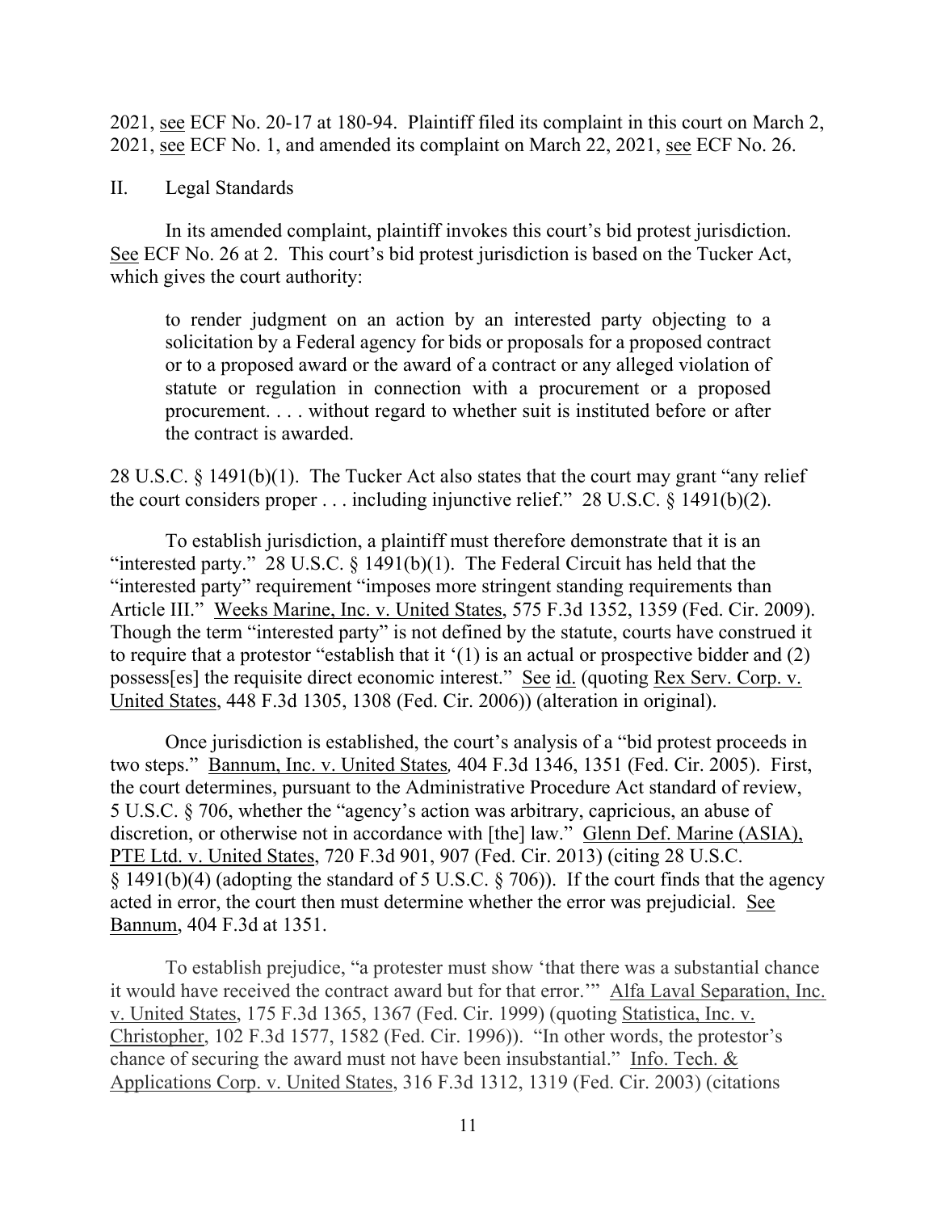2021, see ECF No. 20-17 at 180-94. Plaintiff filed its complaint in this court on March 2, 2021, see ECF No. 1, and amended its complaint on March 22, 2021, see ECF No. 26.

## II. Legal Standards

In its amended complaint, plaintiff invokes this court's bid protest jurisdiction. See ECF No. 26 at 2. This court's bid protest jurisdiction is based on the Tucker Act, which gives the court authority:

> to render judgment on an action by an interested party objecting to a solicitation by a Federal agency for bids or proposals for a proposed contract or to a proposed award or the award of a contract or any alleged violation of statute or regulation in connection with a procurement or a proposed procurement. . . . without regard to whether suit is instituted before or after the contract is awarded.

28 U.S.C. § 1491(b)(1). The Tucker Act also states that the court may grant "any relief the court considers proper . . . including injunctive relief." 28 U.S.C. § 1491(b)(2).

To establish jurisdiction, a plaintiff must therefore demonstrate that it is an "interested party." 28 U.S.C. § 1491(b)(1). The Federal Circuit has held that the "interested party" requirement "imposes more stringent standing requirements than Article III." Weeks Marine, Inc. v. United States, 575 F.3d 1352, 1359 (Fed. Cir. 2009). Though the term "interested party" is not defined by the statute, courts have construed it to require that a protestor "establish that it '(1) is an actual or prospective bidder and (2) possess[es] the requisite direct economic interest." See id. (quoting Rex Serv. Corp. v. United States, 448 F.3d 1305, 1308 (Fed. Cir. 2006)) (alteration in original).

Once jurisdiction is established, the court's analysis of a "bid protest proceeds in two steps." Bannum, Inc. v. United States*,* 404 F.3d 1346, 1351 (Fed. Cir. 2005). First, the court determines, pursuant to the Administrative Procedure Act standard of review, 5 U.S.C. § 706, whether the "agency's action was arbitrary, capricious, an abuse of discretion, or otherwise not in accordance with [the] law." Glenn Def. Marine (ASIA), PTE Ltd. v. United States, 720 F.3d 901, 907 (Fed. Cir. 2013) (citing 28 U.S.C. § 1491(b)(4) (adopting the standard of 5 U.S.C. § 706)). If the court finds that the agency acted in error, the court then must determine whether the error was prejudicial. See Bannum, 404 F.3d at 1351.

To establish prejudice, "a protester must show 'that there was a substantial chance it would have received the contract award but for that error.'" Alfa Laval Separation, Inc. v. United States, 175 F.3d 1365, 1367 (Fed. Cir. 1999) (quoting Statistica, Inc. v. Christopher, 102 F.3d 1577, 1582 (Fed. Cir. 1996)). "In other words, the protestor's chance of securing the award must not have been insubstantial." Info. Tech. & Applications Corp. v. United States, 316 F.3d 1312, 1319 (Fed. Cir. 2003) (citations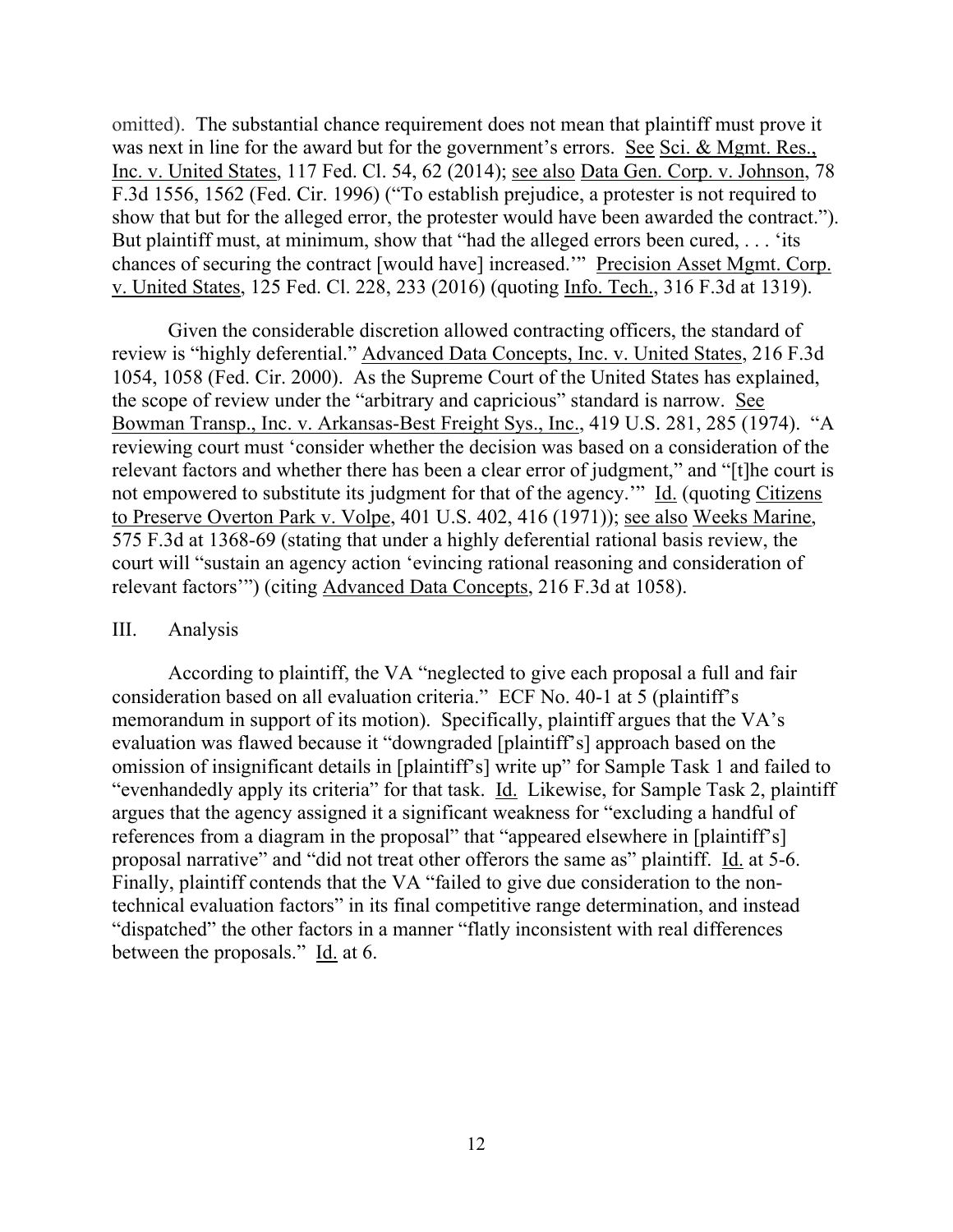omitted). The substantial chance requirement does not mean that plaintiff must prove it was next in line for the award but for the government's errors. See Sci. & Mgmt. Res., Inc. v. United States, 117 Fed. Cl. 54, 62 (2014); see also Data Gen. Corp. v. Johnson, 78 F.3d 1556, 1562 (Fed. Cir. 1996) ("To establish prejudice, a protester is not required to show that but for the alleged error, the protester would have been awarded the contract."). But plaintiff must, at minimum, show that "had the alleged errors been cured, . . . 'its chances of securing the contract [would have] increased.'" Precision Asset Mgmt. Corp. v. United States, 125 Fed. Cl. 228, 233 (2016) (quoting Info. Tech., 316 F.3d at 1319).

Given the considerable discretion allowed contracting officers, the standard of review is "highly deferential." Advanced Data Concepts, Inc. v. United States, 216 F.3d 1054, 1058 (Fed. Cir. 2000). As the Supreme Court of the United States has explained, the scope of review under the "arbitrary and capricious" standard is narrow. See Bowman Transp., Inc. v. Arkansas-Best Freight Sys., Inc., 419 U.S. 281, 285 (1974). "A reviewing court must 'consider whether the decision was based on a consideration of the relevant factors and whether there has been a clear error of judgment," and "[t]he court is not empowered to substitute its judgment for that of the agency.'" Id. (quoting Citizens to Preserve Overton Park v. Volpe, 401 U.S. 402, 416 (1971)); see also Weeks Marine, 575 F.3d at 1368-69 (stating that under a highly deferential rational basis review, the court will "sustain an agency action 'evincing rational reasoning and consideration of relevant factors'") (citing Advanced Data Concepts, 216 F.3d at 1058).

## III. Analysis

According to plaintiff, the VA "neglected to give each proposal a full and fair consideration based on all evaluation criteria." ECF No. 40-1 at 5 (plaintiff's memorandum in support of its motion). Specifically, plaintiff argues that the VA's evaluation was flawed because it "downgraded [plaintiff's] approach based on the omission of insignificant details in [plaintiff's] write up" for Sample Task 1 and failed to "evenhandedly apply its criteria" for that task. Id. Likewise, for Sample Task 2, plaintiff argues that the agency assigned it a significant weakness for "excluding a handful of references from a diagram in the proposal" that "appeared elsewhere in [plaintiff's] proposal narrative" and "did not treat other offerors the same as" plaintiff. Id. at 5-6. Finally, plaintiff contends that the VA "failed to give due consideration to the non-technical evaluation factors" in its final competitive range determination, and instead "dispatched" the other factors in a manner "flatly inconsistent with real differences between the proposals." Id. at 6.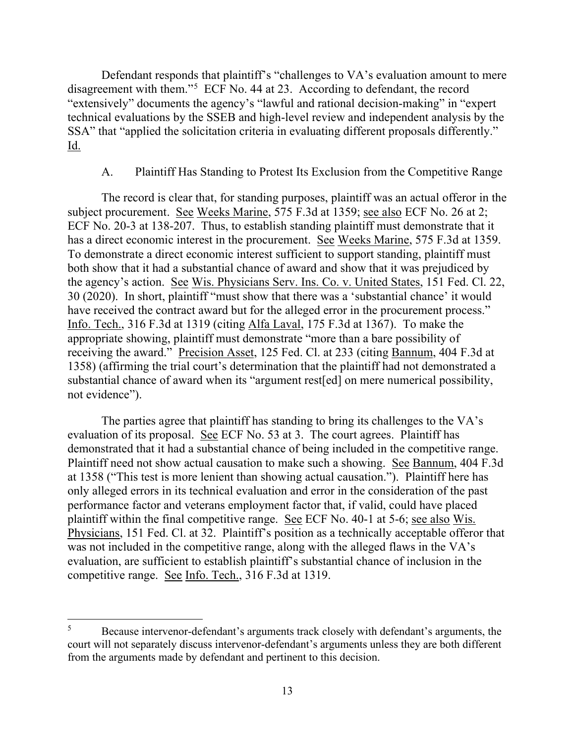Defendant responds that plaintiff's "challenges to VA's evaluation amount to mere disagreement with them."[5] ECF No. 44 at 23. According to defendant, the record "extensively" documents the agency's "lawful and rational decision-making" in "expert technical evaluations by the SSEB and high-level review and independent analysis by the SSA" that "applied the solicitation criteria in evaluating different proposals differently." Id.

### A. Plaintiff Has Standing to Protest Its Exclusion from the Competitive Range

The record is clear that, for standing purposes, plaintiff was an actual offeror in the subject procurement. See Weeks Marine, 575 F.3d at 1359; see also ECF No. 26 at 2; ECF No. 20-3 at 138-207. Thus, to establish standing plaintiff must demonstrate that it has a direct economic interest in the procurement. See Weeks Marine, 575 F.3d at 1359. To demonstrate a direct economic interest sufficient to support standing, plaintiff must both show that it had a substantial chance of award and show that it was prejudiced by the agency's action. See Wis. Physicians Serv. Ins. Co. v. United States, 151 Fed. Cl. 22, 30 (2020). In short, plaintiff "must show that there was a 'substantial chance' it would have received the contract award but for the alleged error in the procurement process." Info. Tech., 316 F.3d at 1319 (citing Alfa Laval, 175 F.3d at 1367). To make the appropriate showing, plaintiff must demonstrate "more than a bare possibility of receiving the award." Precision Asset, 125 Fed. Cl. at 233 (citing Bannum, 404 F.3d at 1358) (affirming the trial court's determination that the plaintiff had not demonstrated a substantial chance of award when its "argument rest[ed] on mere numerical possibility, not evidence").

The parties agree that plaintiff has standing to bring its challenges to the VA's evaluation of its proposal. See ECF No. 53 at 3. The court agrees. Plaintiff has demonstrated that it had a substantial chance of being included in the competitive range. Plaintiff need not show actual causation to make such a showing. See Bannum, 404 F.3d at 1358 ("This test is more lenient than showing actual causation."). Plaintiff here has only alleged errors in its technical evaluation and error in the consideration of the past performance factor and veterans employment factor that, if valid, could have placed plaintiff within the final competitive range. See ECF No. 40-1 at 5-6; see also Wis. Physicians, 151 Fed. Cl. at 32. Plaintiff's position as a technically acceptable offeror that was not included in the competitive range, along with the alleged flaws in the VA's evaluation, are sufficient to establish plaintiff's substantial chance of inclusion in the competitive range. See Info. Tech., 316 F.3d at 1319.

---

[5] Because intervenor-defendant's arguments track closely with defendant's arguments, the court will not separately discuss intervenor-defendant's arguments unless they are both different from the arguments made by defendant and pertinent to this decision.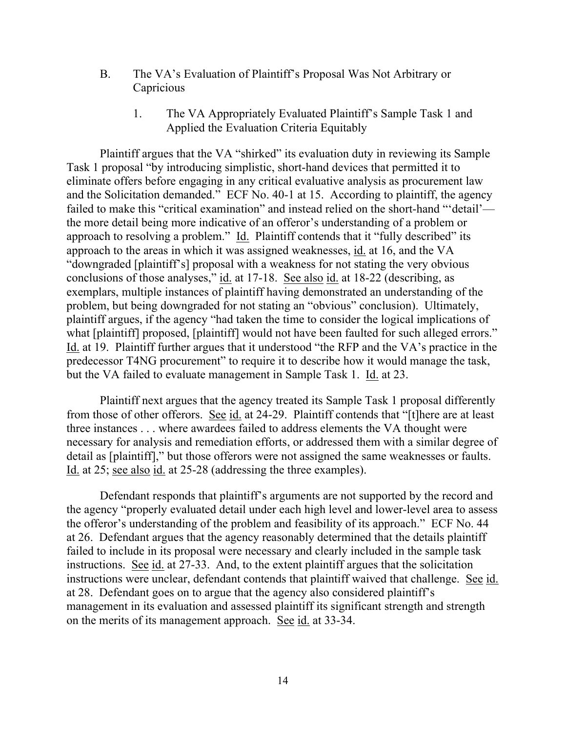### B. The VA's Evaluation of Plaintiff's Proposal Was Not Arbitrary or Capricious

#### 1. The VA Appropriately Evaluated Plaintiff's Sample Task 1 and Applied the Evaluation Criteria Equitably

Plaintiff argues that the VA "shirked" its evaluation duty in reviewing its Sample Task 1 proposal "by introducing simplistic, short-hand devices that permitted it to eliminate offers before engaging in any critical evaluative analysis as procurement law and the Solicitation demanded." ECF No. 40-1 at 15. According to plaintiff, the agency failed to make this "critical examination" and instead relied on the short-hand "'detail'—the more detail being more indicative of an offeror's understanding of a problem or approach to resolving a problem." Id. Plaintiff contends that it "fully described" its approach to the areas in which it was assigned weaknesses, id. at 16, and the VA "downgraded [plaintiff's] proposal with a weakness for not stating the very obvious conclusions of those analyses," id. at 17-18. See also id. at 18-22 (describing, as exemplars, multiple instances of plaintiff having demonstrated an understanding of the problem, but being downgraded for not stating an "obvious" conclusion). Ultimately, plaintiff argues, if the agency "had taken the time to consider the logical implications of what [plaintiff] proposed, [plaintiff] would not have been faulted for such alleged errors." Id. at 19. Plaintiff further argues that it understood "the RFP and the VA's practice in the predecessor T4NG procurement" to require it to describe how it would manage the task, but the VA failed to evaluate management in Sample Task 1. Id. at 23.

Plaintiff next argues that the agency treated its Sample Task 1 proposal differently from those of other offerors. See id. at 24-29. Plaintiff contends that "[t]here are at least three instances . . . where awardees failed to address elements the VA thought were necessary for analysis and remediation efforts, or addressed them with a similar degree of detail as [plaintiff]," but those offerors were not assigned the same weaknesses or faults. Id. at 25; see also id. at 25-28 (addressing the three examples).

Defendant responds that plaintiff's arguments are not supported by the record and the agency "properly evaluated detail under each high level and lower-level area to assess the offeror's understanding of the problem and feasibility of its approach." ECF No. 44 at 26. Defendant argues that the agency reasonably determined that the details plaintiff failed to include in its proposal were necessary and clearly included in the sample task instructions. See id. at 27-33. And, to the extent plaintiff argues that the solicitation instructions were unclear, defendant contends that plaintiff waived that challenge. See id. at 28. Defendant goes on to argue that the agency also considered plaintiff's management in its evaluation and assessed plaintiff its significant strength and strength on the merits of its management approach. See id. at 33-34.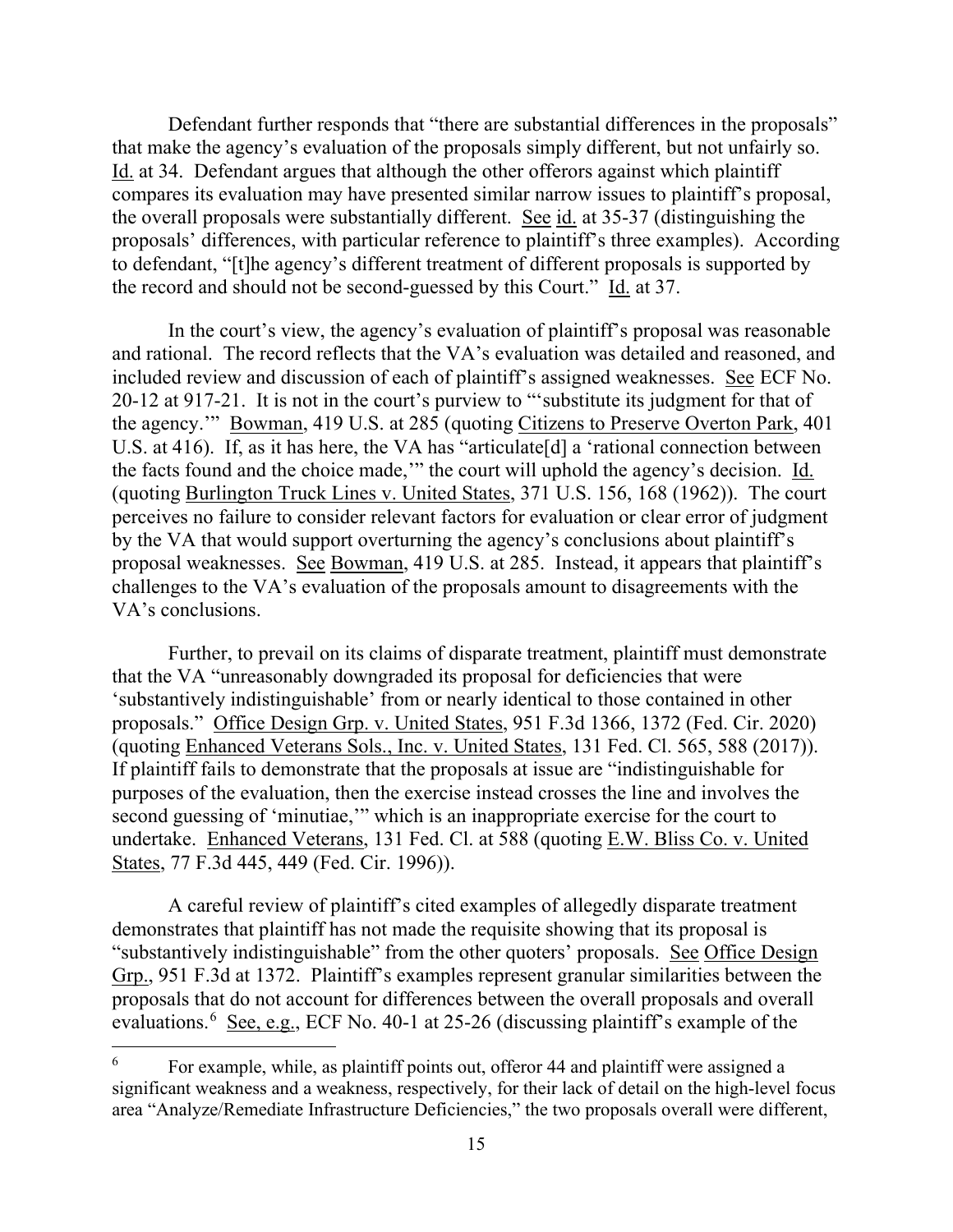Defendant further responds that "there are substantial differences in the proposals" that make the agency's evaluation of the proposals simply different, but not unfairly so. Id. at 34. Defendant argues that although the other offerors against which plaintiff compares its evaluation may have presented similar narrow issues to plaintiff's proposal, the overall proposals were substantially different. See id. at 35-37 (distinguishing the proposals' differences, with particular reference to plaintiff's three examples). According to defendant, "[t]he agency's different treatment of different proposals is supported by the record and should not be second-guessed by this Court." Id. at 37.

In the court's view, the agency's evaluation of plaintiff's proposal was reasonable and rational. The record reflects that the VA's evaluation was detailed and reasoned, and included review and discussion of each of plaintiff's assigned weaknesses. See ECF No. 20-12 at 917-21. It is not in the court's purview to "'substitute its judgment for that of the agency.'" Bowman, 419 U.S. at 285 (quoting Citizens to Preserve Overton Park, 401 U.S. at 416). If, as it has here, the VA has "articulate[d] a 'rational connection between the facts found and the choice made,'" the court will uphold the agency's decision. Id. (quoting Burlington Truck Lines v. United States, 371 U.S. 156, 168 (1962)). The court perceives no failure to consider relevant factors for evaluation or clear error of judgment by the VA that would support overturning the agency's conclusions about plaintiff's proposal weaknesses. See Bowman, 419 U.S. at 285. Instead, it appears that plaintiff's challenges to the VA's evaluation of the proposals amount to disagreements with the VA's conclusions.

Further, to prevail on its claims of disparate treatment, plaintiff must demonstrate that the VA "unreasonably downgraded its proposal for deficiencies that were 'substantively indistinguishable' from or nearly identical to those contained in other proposals." Office Design Grp. v. United States, 951 F.3d 1366, 1372 (Fed. Cir. 2020) (quoting Enhanced Veterans Sols., Inc. v. United States, 131 Fed. Cl. 565, 588 (2017)). If plaintiff fails to demonstrate that the proposals at issue are "indistinguishable for purposes of the evaluation, then the exercise instead crosses the line and involves the second guessing of 'minutiae,'" which is an inappropriate exercise for the court to undertake. Enhanced Veterans, 131 Fed. Cl. at 588 (quoting E.W. Bliss Co. v. United States, 77 F.3d 445, 449 (Fed. Cir. 1996)).

A careful review of plaintiff's cited examples of allegedly disparate treatment demonstrates that plaintiff has not made the requisite showing that its proposal is "substantively indistinguishable" from the other quoters' proposals. See Office Design Grp., 951 F.3d at 1372. Plaintiff's examples represent granular similarities between the proposals that do not account for differences between the overall proposals and overall evaluations.[6] See, e.g., ECF No. 40-1 at 25-26 (discussing plaintiff's example of the

[6] For example, while, as plaintiff points out, offeror 44 and plaintiff were assigned a significant weakness and a weakness, respectively, for their lack of detail on the high-level focus area "Analyze/Remediate Infrastructure Deficiencies," the two proposals overall were different,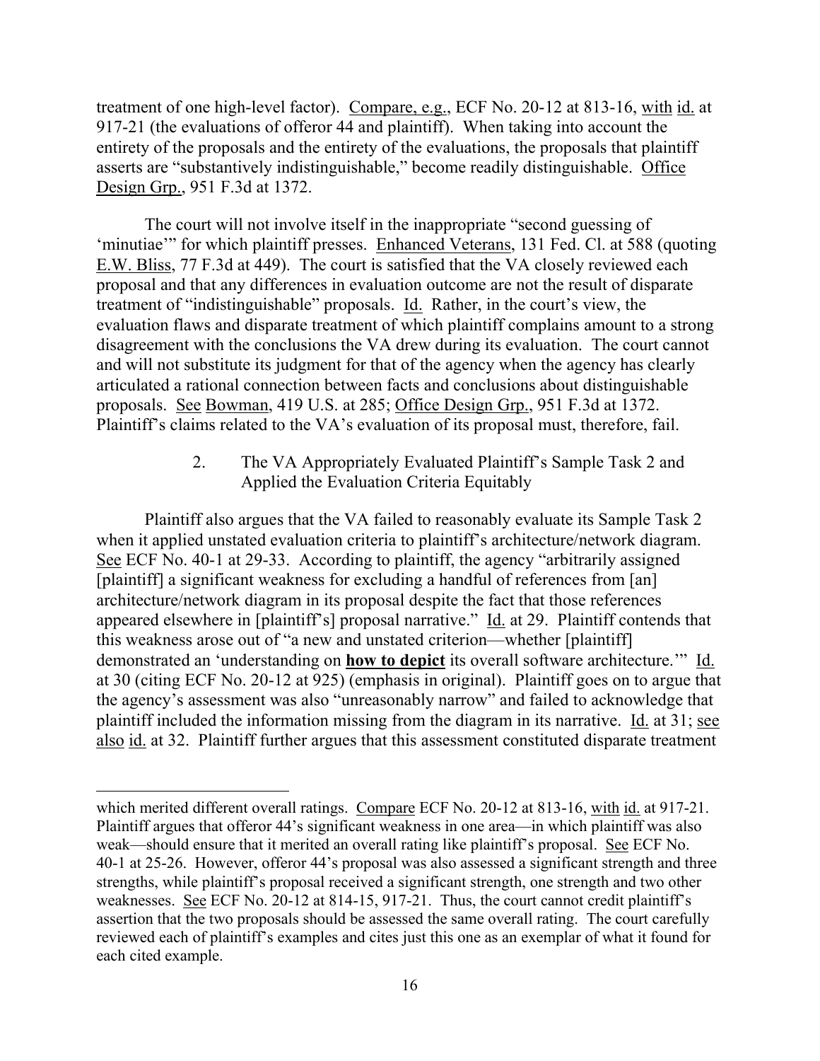treatment of one high-level factor). Compare, e.g., ECF No. 20-12 at 813-16, with id. at 917-21 (the evaluations of offeror 44 and plaintiff). When taking into account the entirety of the proposals and the entirety of the evaluations, the proposals that plaintiff asserts are "substantively indistinguishable," become readily distinguishable. Office Design Grp., 951 F.3d at 1372.

The court will not involve itself in the inappropriate "second guessing of 'minutiae'" for which plaintiff presses. Enhanced Veterans, 131 Fed. Cl. at 588 (quoting E.W. Bliss, 77 F.3d at 449). The court is satisfied that the VA closely reviewed each proposal and that any differences in evaluation outcome are not the result of disparate treatment of "indistinguishable" proposals. Id. Rather, in the court's view, the evaluation flaws and disparate treatment of which plaintiff complains amount to a strong disagreement with the conclusions the VA drew during its evaluation. The court cannot and will not substitute its judgment for that of the agency when the agency has clearly articulated a rational connection between facts and conclusions about distinguishable proposals. See Bowman, 419 U.S. at 285; Office Design Grp., 951 F.3d at 1372. Plaintiff's claims related to the VA's evaluation of its proposal must, therefore, fail.

### 2. The VA Appropriately Evaluated Plaintiff's Sample Task 2 and Applied the Evaluation Criteria Equitably

Plaintiff also argues that the VA failed to reasonably evaluate its Sample Task 2 when it applied unstated evaluation criteria to plaintiff's architecture/network diagram. See ECF No. 40-1 at 29-33. According to plaintiff, the agency "arbitrarily assigned [plaintiff] a significant weakness for excluding a handful of references from [an] architecture/network diagram in its proposal despite the fact that those references appeared elsewhere in [plaintiff's] proposal narrative." Id. at 29. Plaintiff contends that this weakness arose out of "a new and unstated criterion—whether [plaintiff] demonstrated an 'understanding on **how to depict** its overall software architecture.'" Id. at 30 (citing ECF No. 20-12 at 925) (emphasis in original). Plaintiff goes on to argue that the agency's assessment was also "unreasonably narrow" and failed to acknowledge that plaintiff included the information missing from the diagram in its narrative. Id. at 31; see also id. at 32. Plaintiff further argues that this assessment constituted disparate treatment

---

which merited different overall ratings. Compare ECF No. 20-12 at 813-16, with id. at 917-21. Plaintiff argues that offeror 44's significant weakness in one area—in which plaintiff was also weak—should ensure that it merited an overall rating like plaintiff's proposal. See ECF No. 40-1 at 25-26. However, offeror 44's proposal was also assessed a significant strength and three strengths, while plaintiff's proposal received a significant strength, one strength and two other weaknesses. See ECF No. 20-12 at 814-15, 917-21. Thus, the court cannot credit plaintiff's assertion that the two proposals should be assessed the same overall rating. The court carefully reviewed each of plaintiff's examples and cites just this one as an exemplar of what it found for each cited example.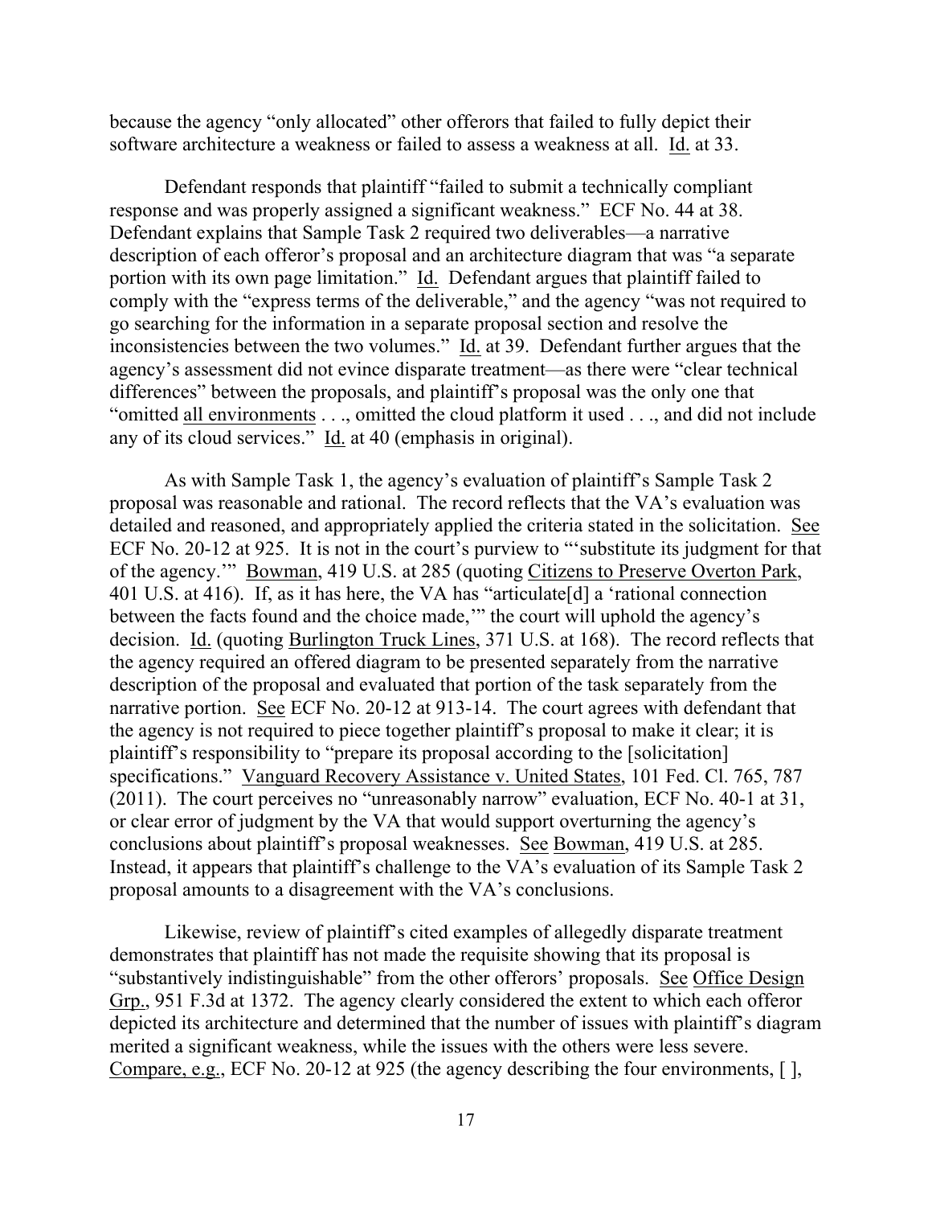because the agency "only allocated" other offerors that failed to fully depict their software architecture a weakness or failed to assess a weakness at all. Id. at 33.

Defendant responds that plaintiff "failed to submit a technically compliant response and was properly assigned a significant weakness." ECF No. 44 at 38. Defendant explains that Sample Task 2 required two deliverables—a narrative description of each offeror's proposal and an architecture diagram that was "a separate portion with its own page limitation." Id. Defendant argues that plaintiff failed to comply with the "express terms of the deliverable," and the agency "was not required to go searching for the information in a separate proposal section and resolve the inconsistencies between the two volumes." Id. at 39. Defendant further argues that the agency's assessment did not evince disparate treatment—as there were "clear technical differences" between the proposals, and plaintiff's proposal was the only one that "omitted all environments . . ., omitted the cloud platform it used . . ., and did not include any of its cloud services." Id. at 40 (emphasis in original).

As with Sample Task 1, the agency's evaluation of plaintiff's Sample Task 2 proposal was reasonable and rational. The record reflects that the VA's evaluation was detailed and reasoned, and appropriately applied the criteria stated in the solicitation. See ECF No. 20-12 at 925. It is not in the court's purview to "'substitute its judgment for that of the agency.'" Bowman, 419 U.S. at 285 (quoting Citizens to Preserve Overton Park, 401 U.S. at 416). If, as it has here, the VA has "articulate[d] a 'rational connection between the facts found and the choice made,'" the court will uphold the agency's decision. Id. (quoting Burlington Truck Lines, 371 U.S. at 168). The record reflects that the agency required an offered diagram to be presented separately from the narrative description of the proposal and evaluated that portion of the task separately from the narrative portion. See ECF No. 20-12 at 913-14. The court agrees with defendant that the agency is not required to piece together plaintiff's proposal to make it clear; it is plaintiff's responsibility to "prepare its proposal according to the [solicitation] specifications." Vanguard Recovery Assistance v. United States, 101 Fed. Cl. 765, 787 (2011). The court perceives no "unreasonably narrow" evaluation, ECF No. 40-1 at 31, or clear error of judgment by the VA that would support overturning the agency's conclusions about plaintiff's proposal weaknesses. See Bowman, 419 U.S. at 285. Instead, it appears that plaintiff's challenge to the VA's evaluation of its Sample Task 2 proposal amounts to a disagreement with the VA's conclusions.

Likewise, review of plaintiff's cited examples of allegedly disparate treatment demonstrates that plaintiff has not made the requisite showing that its proposal is "substantively indistinguishable" from the other offerors' proposals. See Office Design Grp., 951 F.3d at 1372. The agency clearly considered the extent to which each offeror depicted its architecture and determined that the number of issues with plaintiff's diagram merited a significant weakness, while the issues with the others were less severe. Compare, e.g., ECF No. 20-12 at 925 (the agency describing the four environments, [ ],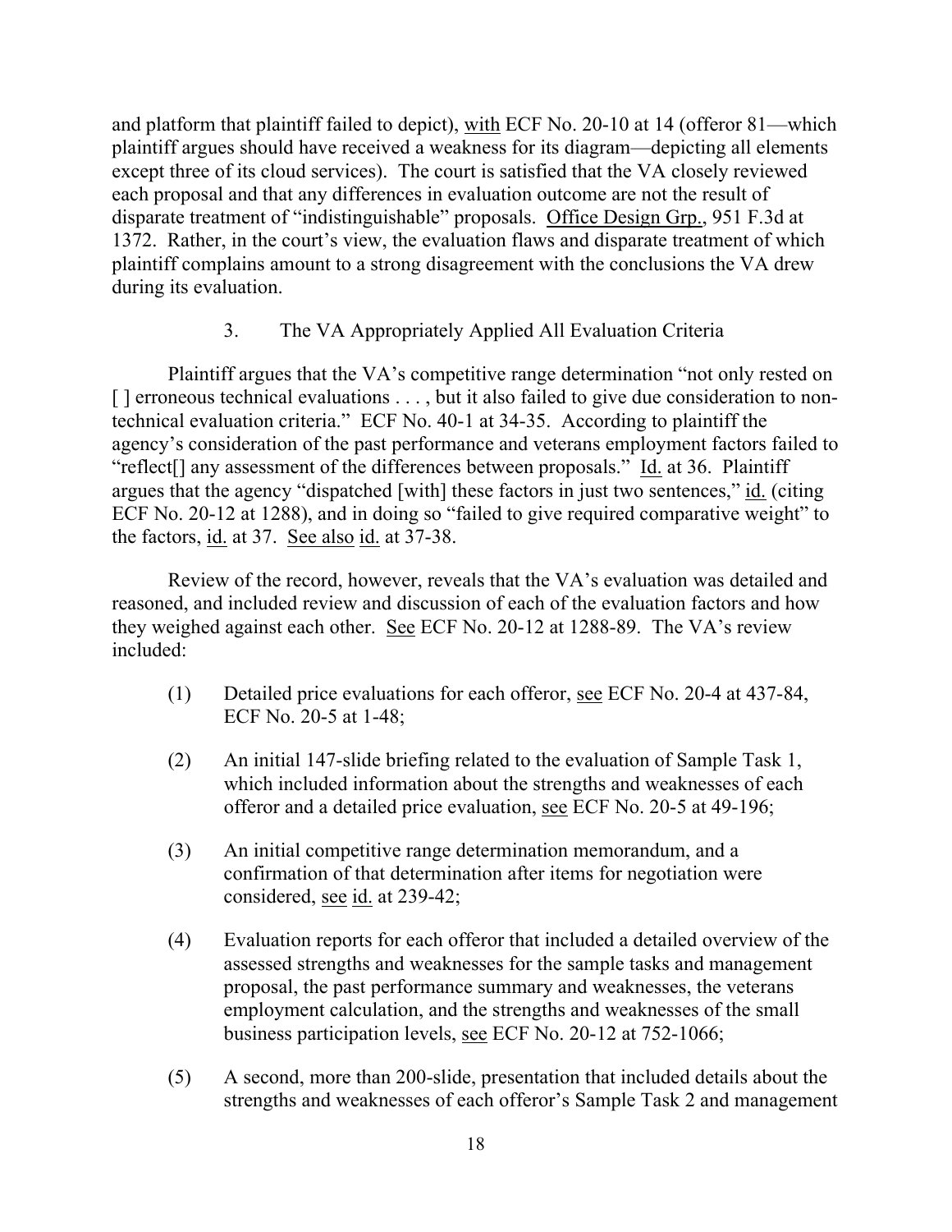and platform that plaintiff failed to depict), with ECF No. 20-10 at 14 (offeror 81—which plaintiff argues should have received a weakness for its diagram—depicting all elements except three of its cloud services). The court is satisfied that the VA closely reviewed each proposal and that any differences in evaluation outcome are not the result of disparate treatment of "indistinguishable" proposals. Office Design Grp., 951 F.3d at 1372. Rather, in the court's view, the evaluation flaws and disparate treatment of which plaintiff complains amount to a strong disagreement with the conclusions the VA drew during its evaluation.

### 3. The VA Appropriately Applied All Evaluation Criteria

Plaintiff argues that the VA's competitive range determination "not only rested on [ ] erroneous technical evaluations . . . , but it also failed to give due consideration to non-technical evaluation criteria." ECF No. 40-1 at 34-35. According to plaintiff the agency's consideration of the past performance and veterans employment factors failed to "reflect[] any assessment of the differences between proposals." Id. at 36. Plaintiff argues that the agency "dispatched [with] these factors in just two sentences," id. (citing ECF No. 20-12 at 1288), and in doing so "failed to give required comparative weight" to the factors, id. at 37. See also id. at 37-38.

Review of the record, however, reveals that the VA's evaluation was detailed and reasoned, and included review and discussion of each of the evaluation factors and how they weighed against each other. See ECF No. 20-12 at 1288-89. The VA's review included:

(1) Detailed price evaluations for each offeror, see ECF No. 20-4 at 437-84, ECF No. 20-5 at 1-48;

(2) An initial 147-slide briefing related to the evaluation of Sample Task 1, which included information about the strengths and weaknesses of each offeror and a detailed price evaluation, see ECF No. 20-5 at 49-196;

(3) An initial competitive range determination memorandum, and a confirmation of that determination after items for negotiation were considered, see id. at 239-42;

(4) Evaluation reports for each offeror that included a detailed overview of the assessed strengths and weaknesses for the sample tasks and management proposal, the past performance summary and weaknesses, the veterans employment calculation, and the strengths and weaknesses of the small business participation levels, see ECF No. 20-12 at 752-1066;

(5) A second, more than 200-slide, presentation that included details about the strengths and weaknesses of each offeror's Sample Task 2 and management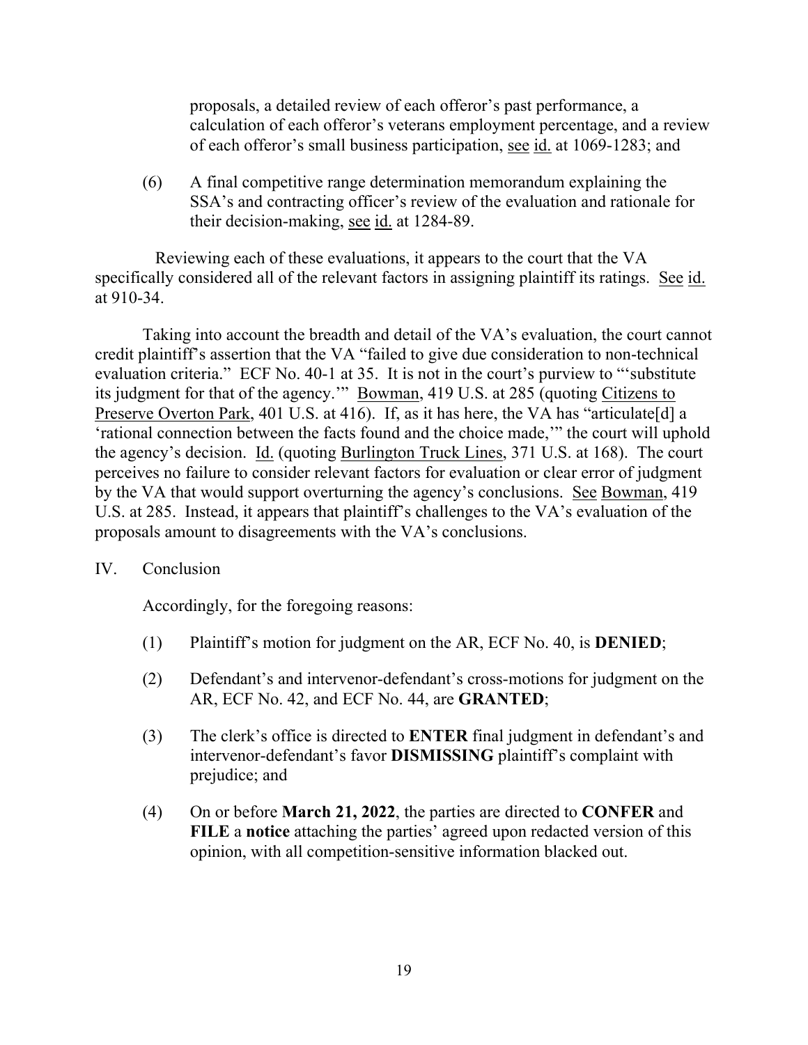proposals, a detailed review of each offeror's past performance, a calculation of each offeror's veterans employment percentage, and a review of each offeror's small business participation, see id. at 1069-1283; and

(6) A final competitive range determination memorandum explaining the SSA's and contracting officer's review of the evaluation and rationale for their decision-making, see id. at 1284-89.

Reviewing each of these evaluations, it appears to the court that the VA specifically considered all of the relevant factors in assigning plaintiff its ratings. See id. at 910-34.

Taking into account the breadth and detail of the VA's evaluation, the court cannot credit plaintiff's assertion that the VA "failed to give due consideration to non-technical evaluation criteria." ECF No. 40-1 at 35. It is not in the court's purview to "'substitute its judgment for that of the agency.'" Bowman, 419 U.S. at 285 (quoting Citizens to Preserve Overton Park, 401 U.S. at 416). If, as it has here, the VA has "articulate[d] a 'rational connection between the facts found and the choice made,'" the court will uphold the agency's decision. Id. (quoting Burlington Truck Lines, 371 U.S. at 168). The court perceives no failure to consider relevant factors for evaluation or clear error of judgment by the VA that would support overturning the agency's conclusions. See Bowman, 419 U.S. at 285. Instead, it appears that plaintiff's challenges to the VA's evaluation of the proposals amount to disagreements with the VA's conclusions.

## IV. Conclusion

Accordingly, for the foregoing reasons:

(1) Plaintiff's motion for judgment on the AR, ECF No. 40, is **DENIED**;

(2) Defendant's and intervenor-defendant's cross-motions for judgment on the AR, ECF No. 42, and ECF No. 44, are **GRANTED**;

(3) The clerk's office is directed to **ENTER** final judgment in defendant's and intervenor-defendant's favor **DISMISSING** plaintiff's complaint with prejudice; and

(4) On or before **March 21, 2022**, the parties are directed to **CONFER** and **FILE** a **notice** attaching the parties' agreed upon redacted version of this opinion, with all competition-sensitive information blacked out.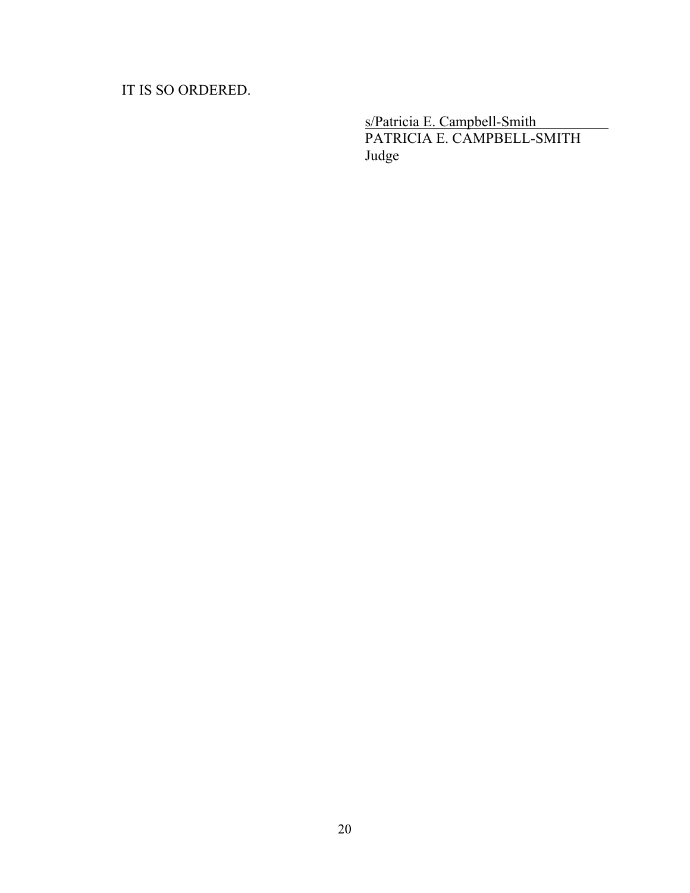IT IS SO ORDERED.

s/Patricia E. Campbell-Smith
PATRICIA E. CAMPBELL-SMITH
Judge